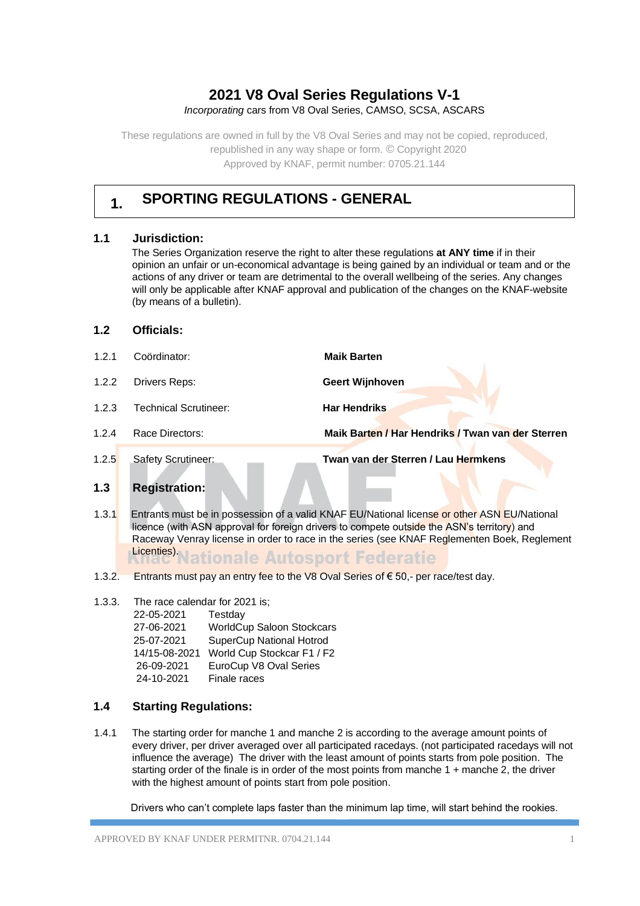# 2021 V8 Oval Series Regulations V-1

*Incorporating* cars from V8 Oval Series, CAMSO, SCSA, ASCARS

These regulations are owned in full by the V8 Oval Series and may not be copied, reproduced, republished in any way shape or form. © Copyright 2020
Approved by KNAF, permit number: 0705.21.144

## 1. SPORTING REGULATIONS - GENERAL

### 1.1 Jurisdiction:

The Series Organization reserve the right to alter these regulations **at ANY time** if in their opinion an unfair or un-economical advantage is being gained by an individual or team and or the actions of any driver or team are detrimental to the overall wellbeing of the series. Any changes will only be applicable after KNAF approval and publication of the changes on the KNAF-website (by means of a bulletin).

### 1.2 Officials:

| | | |
|---|---|---|
| 1.2.1 | Coördinator: | **Maik Barten** |
| 1.2.2 | Drivers Reps: | **Geert Wijnhoven** |
| 1.2.3 | Technical Scrutineer: | **Har Hendriks** |
| 1.2.4 | Race Directors: | **Maik Barten / Har Hendriks / Twan van der Sterren** |
| 1.2.5 | Safety Scrutineer: | **Twan van der Sterren / Lau Hermkens** |

### 1.3 Registration:

1.3.1 Entrants must be in possession of a valid KNAF EU/National license or other ASN EU/National licence (with ASN approval for foreign drivers to compete outside the ASN's territory) and Raceway Venray license in order to race in the series (see KNAF Reglementen Boek, Reglement Licenties).

1.3.2. Entrants must pay an entry fee to the V8 Oval Series of € 50,- per race/test day.

1.3.3. The race calendar for 2021 is;

| | |
|---|---|
| 22-05-2021 | Testday |
| 27-06-2021 | WorldCup Saloon Stockcars |
| 25-07-2021 | SuperCup National Hotrod |
| 14/15-08-2021 | World Cup Stockcar F1 / F2 |
| 26-09-2021 | EuroCup V8 Oval Series |
| 24-10-2021 | Finale races |

### 1.4 Starting Regulations:

1.4.1 The starting order for manche 1 and manche 2 is according to the average amount points of every driver, per driver averaged over all participated racedays. (not participated racedays will not influence the average) The driver with the least amount of points starts from pole position. The starting order of the finale is in order of the most points from manche 1 + manche 2, the driver with the highest amount of points start from pole position.

Drivers who can't complete laps faster than the minimum lap time, will start behind the rookies.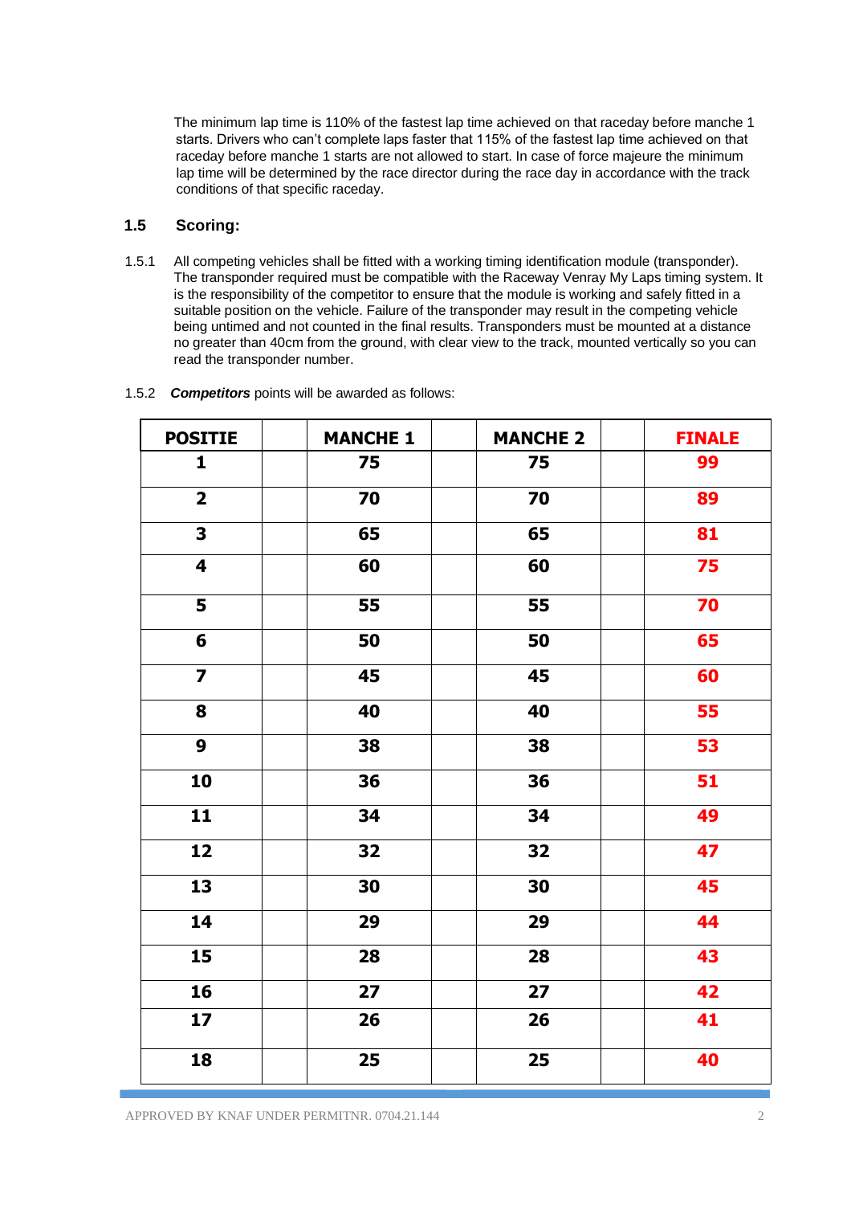The minimum lap time is 110% of the fastest lap time achieved on that raceday before manche 1 starts. Drivers who can't complete laps faster that 115% of the fastest lap time achieved on that raceday before manche 1 starts are not allowed to start. In case of force majeure the minimum lap time will be determined by the race director during the race day in accordance with the track conditions of that specific raceday.

### 1.5 Scoring:

1.5.1 All competing vehicles shall be fitted with a working timing identification module (transponder). The transponder required must be compatible with the Raceway Venray My Laps timing system. It is the responsibility of the competitor to ensure that the module is working and safely fitted in a suitable position on the vehicle. Failure of the transponder may result in the competing vehicle being untimed and not counted in the final results. Transponders must be mounted at a distance no greater than 40cm from the ground, with clear view to the track, mounted vertically so you can read the transponder number.

1.5.2 ***Competitors*** points will be awarded as follows:

| POSITIE | | MANCHE 1 | | MANCHE 2 | | FINALE |
|---|---|---|---|---|---|---|
| 1 | | 75 | | 75 | | 99 |
| 2 | | 70 | | 70 | | 89 |
| 3 | | 65 | | 65 | | 81 |
| 4 | | 60 | | 60 | | 75 |
| 5 | | 55 | | 55 | | 70 |
| 6 | | 50 | | 50 | | 65 |
| 7 | | 45 | | 45 | | 60 |
| 8 | | 40 | | 40 | | 55 |
| 9 | | 38 | | 38 | | 53 |
| 10 | | 36 | | 36 | | 51 |
| 11 | | 34 | | 34 | | 49 |
| 12 | | 32 | | 32 | | 47 |
| 13 | | 30 | | 30 | | 45 |
| 14 | | 29 | | 29 | | 44 |
| 15 | | 28 | | 28 | | 43 |
| 16 | | 27 | | 27 | | 42 |
| 17 | | 26 | | 26 | | 41 |
| 18 | | 25 | | 25 | | 40 |

APPROVED BY KNAF UNDER PERMITNR. 0704.21.144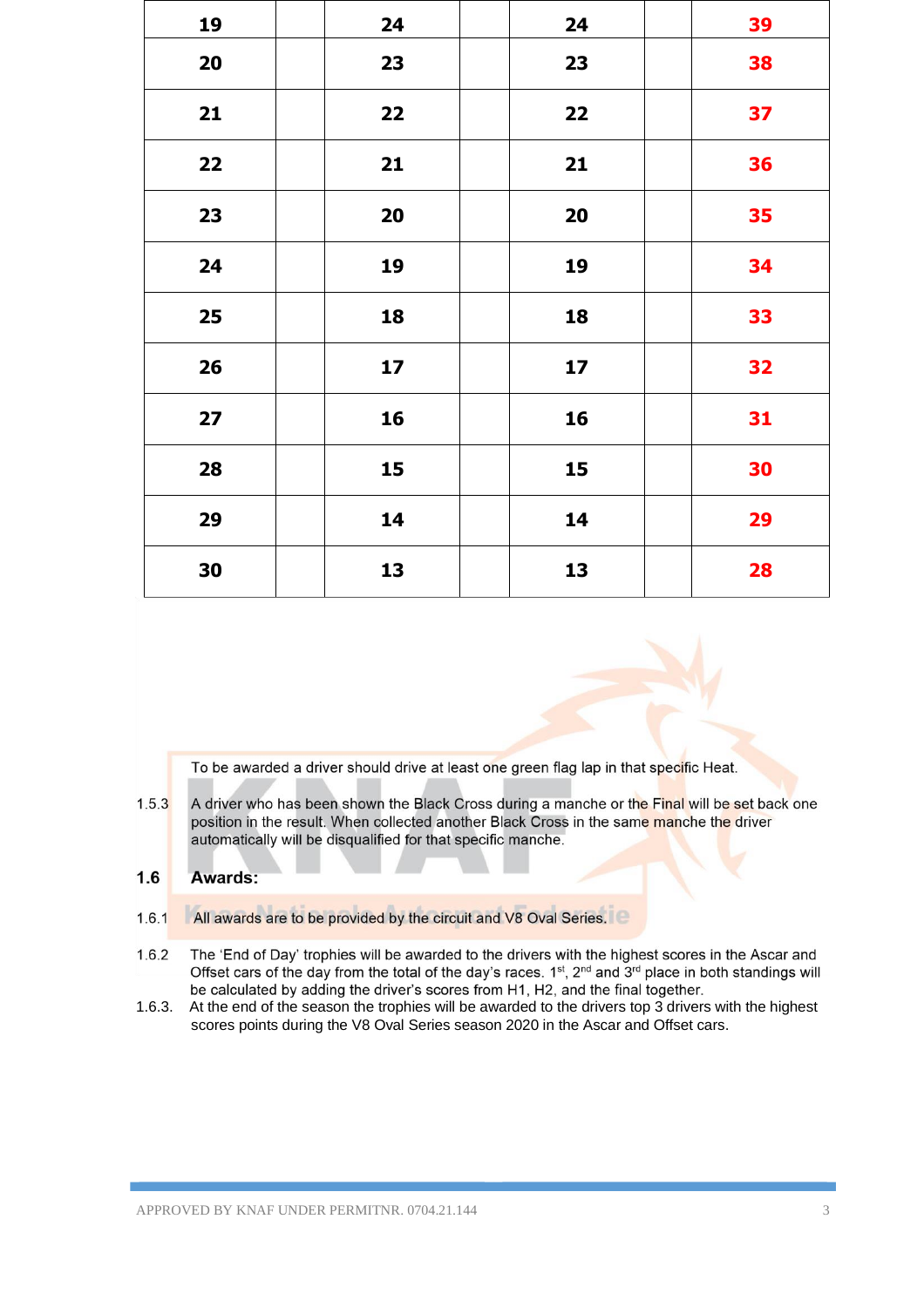| 19 | | 24 | | 24 | | 39 |
|---|---|---|---|---|---|---|
| 20 | | 23 | | 23 | | 38 |
| 21 | | 22 | | 22 | | 37 |
| 22 | | 21 | | 21 | | 36 |
| 23 | | 20 | | 20 | | 35 |
| 24 | | 19 | | 19 | | 34 |
| 25 | | 18 | | 18 | | 33 |
| 26 | | 17 | | 17 | | 32 |
| 27 | | 16 | | 16 | | 31 |
| 28 | | 15 | | 15 | | 30 |
| 29 | | 14 | | 14 | | 29 |
| 30 | | 13 | | 13 | | 28 |

To be awarded a driver should drive at least one green flag lap in that specific Heat.

1.5.3 A driver who has been shown the Black Cross during a manche or the Final will be set back one position in the result. When collected another Black Cross in the same manche the driver automatically will be disqualified for that specific manche.

## 1.6 Awards:

1.6.1 All awards are to be provided by the circuit and V8 Oval Series.

1.6.2 The 'End of Day' trophies will be awarded to the drivers with the highest scores in the Ascar and Offset cars of the day from the total of the day's races. 1st, 2nd and 3rd place in both standings will be calculated by adding the driver's scores from H1, H2, and the final together.

1.6.3. At the end of the season the trophies will be awarded to the drivers top 3 drivers with the highest scores points during the V8 Oval Series season 2020 in the Ascar and Offset cars.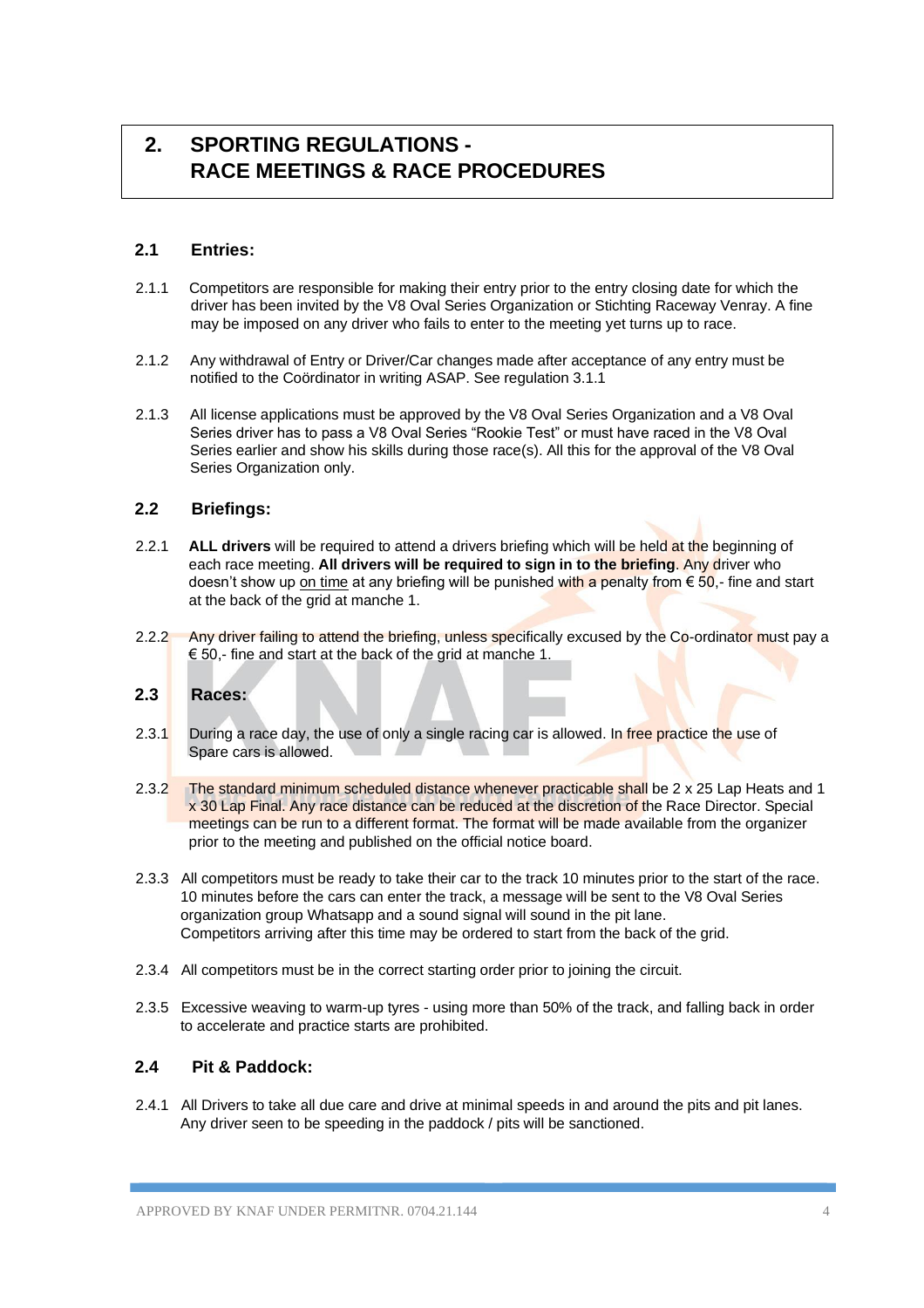# 2. SPORTING REGULATIONS - RACE MEETINGS & RACE PROCEDURES

## 2.1 Entries:

2.1.1 Competitors are responsible for making their entry prior to the entry closing date for which the driver has been invited by the V8 Oval Series Organization or Stichting Raceway Venray. A fine may be imposed on any driver who fails to enter to the meeting yet turns up to race.

2.1.2 Any withdrawal of Entry or Driver/Car changes made after acceptance of any entry must be notified to the Coördinator in writing ASAP. See regulation 3.1.1

2.1.3 All license applications must be approved by the V8 Oval Series Organization and a V8 Oval Series driver has to pass a V8 Oval Series "Rookie Test" or must have raced in the V8 Oval Series earlier and show his skills during those race(s). All this for the approval of the V8 Oval Series Organization only.

## 2.2 Briefings:

2.2.1 **ALL drivers** will be required to attend a drivers briefing which will be held at the beginning of each race meeting. **All drivers will be required to sign in to the briefing**. Any driver who doesn't show up on time at any briefing will be punished with a penalty from € 50,- fine and start at the back of the grid at manche 1.

2.2.2 Any driver failing to attend the briefing, unless specifically excused by the Co-ordinator must pay a € 50,- fine and start at the back of the grid at manche 1.

## 2.3 Races:

2.3.1 During a race day, the use of only a single racing car is allowed. In free practice the use of Spare cars is allowed.

2.3.2 The standard minimum scheduled distance whenever practicable shall be 2 x 25 Lap Heats and 1 x 30 Lap Final. Any race distance can be reduced at the discretion of the Race Director. Special meetings can be run to a different format. The format will be made available from the organizer prior to the meeting and published on the official notice board.

2.3.3 All competitors must be ready to take their car to the track 10 minutes prior to the start of the race. 10 minutes before the cars can enter the track, a message will be sent to the V8 Oval Series organization group Whatsapp and a sound signal will sound in the pit lane. Competitors arriving after this time may be ordered to start from the back of the grid.

2.3.4 All competitors must be in the correct starting order prior to joining the circuit.

2.3.5 Excessive weaving to warm-up tyres - using more than 50% of the track, and falling back in order to accelerate and practice starts are prohibited.

## 2.4 Pit & Paddock:

2.4.1 All Drivers to take all due care and drive at minimal speeds in and around the pits and pit lanes. Any driver seen to be speeding in the paddock / pits will be sanctioned.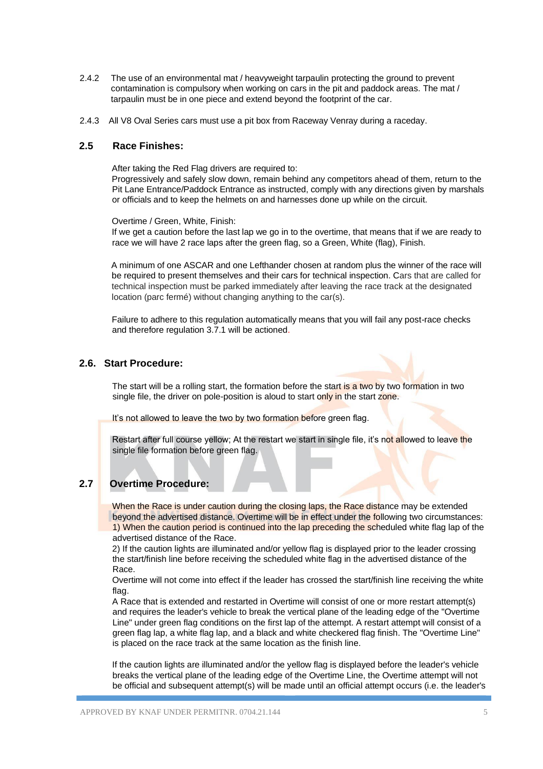2.4.2 The use of an environmental mat / heavyweight tarpaulin protecting the ground to prevent contamination is compulsory when working on cars in the pit and paddock areas. The mat / tarpaulin must be in one piece and extend beyond the footprint of the car.

2.4.3 All V8 Oval Series cars must use a pit box from Raceway Venray during a raceday.

## 2.5 Race Finishes:

After taking the Red Flag drivers are required to:
Progressively and safely slow down, remain behind any competitors ahead of them, return to the Pit Lane Entrance/Paddock Entrance as instructed, comply with any directions given by marshals or officials and to keep the helmets on and harnesses done up while on the circuit.

Overtime / Green, White, Finish:
If we get a caution before the last lap we go in to the overtime, that means that if we are ready to race we will have 2 race laps after the green flag, so a Green, White (flag), Finish.

A minimum of one ASCAR and one Lefthander chosen at random plus the winner of the race will be required to present themselves and their cars for technical inspection. Cars that are called for technical inspection must be parked immediately after leaving the race track at the designated location (parc fermé) without changing anything to the car(s).

Failure to adhere to this regulation automatically means that you will fail any post-race checks and therefore regulation 3.7.1 will be actioned.

## 2.6. Start Procedure:

The start will be a rolling start, the formation before the start is a two by two formation in two single file, the driver on pole-position is aloud to start only in the start zone.

It's not allowed to leave the two by two formation before green flag.

Restart after full course yellow; At the restart we start in single file, it's not allowed to leave the single file formation before green flag.

## 2.7 Overtime Procedure:

When the Race is under caution during the closing laps, the Race distance may be extended beyond the advertised distance. Overtime will be in effect under the following two circumstances:
1) When the caution period is continued into the lap preceding the scheduled white flag lap of the advertised distance of the Race.
2) If the caution lights are illuminated and/or yellow flag is displayed prior to the leader crossing the start/finish line before receiving the scheduled white flag in the advertised distance of the Race.
Overtime will not come into effect if the leader has crossed the start/finish line receiving the white flag.
A Race that is extended and restarted in Overtime will consist of one or more restart attempt(s) and requires the leader's vehicle to break the vertical plane of the leading edge of the "Overtime Line" under green flag conditions on the first lap of the attempt. A restart attempt will consist of a green flag lap, a white flag lap, and a black and white checkered flag finish. The "Overtime Line" is placed on the race track at the same location as the finish line.

If the caution lights are illuminated and/or the yellow flag is displayed before the leader's vehicle breaks the vertical plane of the leading edge of the Overtime Line, the Overtime attempt will not be official and subsequent attempt(s) will be made until an official attempt occurs (i.e. the leader's

APPROVED BY KNAF UNDER PERMITNR. 0704.21.144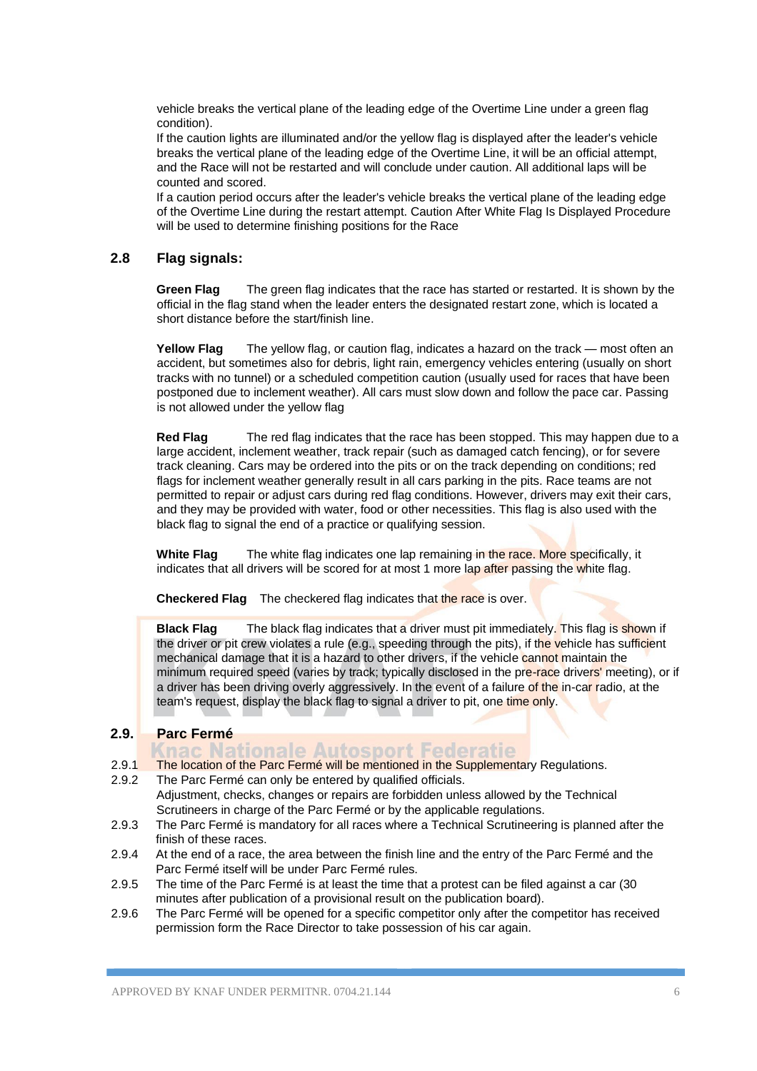vehicle breaks the vertical plane of the leading edge of the Overtime Line under a green flag condition).
If the caution lights are illuminated and/or the yellow flag is displayed after the leader's vehicle breaks the vertical plane of the leading edge of the Overtime Line, it will be an official attempt, and the Race will not be restarted and will conclude under caution. All additional laps will be counted and scored.
If a caution period occurs after the leader's vehicle breaks the vertical plane of the leading edge of the Overtime Line during the restart attempt. Caution After White Flag Is Displayed Procedure will be used to determine finishing positions for the Race

## 2.8 Flag signals:

**Green Flag** The green flag indicates that the race has started or restarted. It is shown by the official in the flag stand when the leader enters the designated restart zone, which is located a short distance before the start/finish line.

**Yellow Flag** The yellow flag, or caution flag, indicates a hazard on the track — most often an accident, but sometimes also for debris, light rain, emergency vehicles entering (usually on short tracks with no tunnel) or a scheduled competition caution (usually used for races that have been postponed due to inclement weather). All cars must slow down and follow the pace car. Passing is not allowed under the yellow flag

**Red Flag** The red flag indicates that the race has been stopped. This may happen due to a large accident, inclement weather, track repair (such as damaged catch fencing), or for severe track cleaning. Cars may be ordered into the pits or on the track depending on conditions; red flags for inclement weather generally result in all cars parking in the pits. Race teams are not permitted to repair or adjust cars during red flag conditions. However, drivers may exit their cars, and they may be provided with water, food or other necessities. This flag is also used with the black flag to signal the end of a practice or qualifying session.

**White Flag** The white flag indicates one lap remaining in the race. More specifically, it indicates that all drivers will be scored for at most 1 more lap after passing the white flag.

**Checkered Flag** The checkered flag indicates that the race is over.

**Black Flag** The black flag indicates that a driver must pit immediately. This flag is shown if the driver or pit crew violates a rule (e.g., speeding through the pits), if the vehicle has sufficient mechanical damage that it is a hazard to other drivers, if the vehicle cannot maintain the minimum required speed (varies by track; typically disclosed in the pre-race drivers' meeting), or if a driver has been driving overly aggressively. In the event of a failure of the in-car radio, at the team's request, display the black flag to signal a driver to pit, one time only.

## 2.9. Parc Fermé

2.9.1 The location of the Parc Fermé will be mentioned in the Supplementary Regulations.

2.9.2 The Parc Fermé can only be entered by qualified officials.
Adjustment, checks, changes or repairs are forbidden unless allowed by the Technical Scrutineers in charge of the Parc Fermé or by the applicable regulations.

2.9.3 The Parc Fermé is mandatory for all races where a Technical Scrutineering is planned after the finish of these races.

2.9.4 At the end of a race, the area between the finish line and the entry of the Parc Fermé and the Parc Fermé itself will be under Parc Fermé rules.

2.9.5 The time of the Parc Fermé is at least the time that a protest can be filed against a car (30 minutes after publication of a provisional result on the publication board).

2.9.6 The Parc Fermé will be opened for a specific competitor only after the competitor has received permission form the Race Director to take possession of his car again.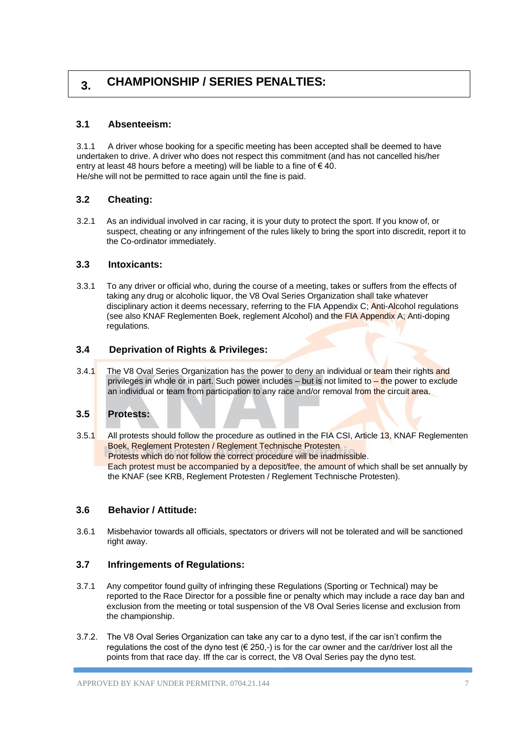# 3. CHAMPIONSHIP / SERIES PENALTIES:

## 3.1 Absenteeism:

3.1.1 A driver whose booking for a specific meeting has been accepted shall be deemed to have undertaken to drive. A driver who does not respect this commitment (and has not cancelled his/her entry at least 48 hours before a meeting) will be liable to a fine of € 40.
He/she will not be permitted to race again until the fine is paid.

## 3.2 Cheating:

3.2.1 As an individual involved in car racing, it is your duty to protect the sport. If you know of, or suspect, cheating or any infringement of the rules likely to bring the sport into discredit, report it to the Co-ordinator immediately.

## 3.3 Intoxicants:

3.3.1 To any driver or official who, during the course of a meeting, takes or suffers from the effects of taking any drug or alcoholic liquor, the V8 Oval Series Organization shall take whatever disciplinary action it deems necessary, referring to the FIA Appendix C; Anti-Alcohol regulations (see also KNAF Reglementen Boek, reglement Alcohol) and the FIA Appendix A; Anti-doping regulations.

## 3.4 Deprivation of Rights & Privileges:

3.4.1 The V8 Oval Series Organization has the power to deny an individual or team their rights and privileges in whole or in part. Such power includes – but is not limited to – the power to exclude an individual or team from participation to any race and/or removal from the circuit area.

## 3.5 Protests:

3.5.1 All protests should follow the procedure as outlined in the FIA CSI, Article 13, KNAF Reglementen Boek, Reglement Protesten / Reglement Technische Protesten
Protests which do not follow the correct procedure will be inadmissible.
Each protest must be accompanied by a deposit/fee, the amount of which shall be set annually by the KNAF (see KRB, Reglement Protesten / Reglement Technische Protesten).

## 3.6 Behavior / Attitude:

3.6.1 Misbehavior towards all officials, spectators or drivers will not be tolerated and will be sanctioned right away.

## 3.7 Infringements of Regulations:

3.7.1 Any competitor found guilty of infringing these Regulations (Sporting or Technical) may be reported to the Race Director for a possible fine or penalty which may include a race day ban and exclusion from the meeting or total suspension of the V8 Oval Series license and exclusion from the championship.

3.7.2. The V8 Oval Series Organization can take any car to a dyno test, if the car isn't confirm the regulations the cost of the dyno test (€ 250,-) is for the car owner and the car/driver lost all the points from that race day. Iff the car is correct, the V8 Oval Series pay the dyno test.

APPROVED BY KNAF UNDER PERMITNR. 0704.21.144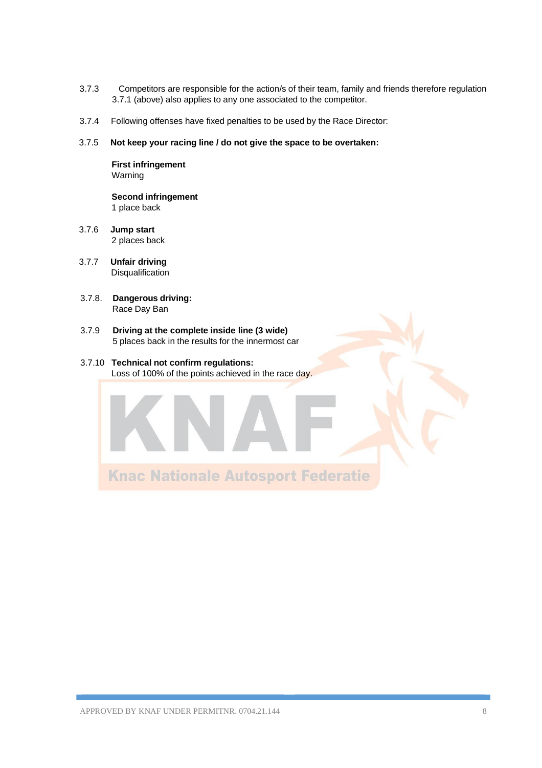3.7.3 Competitors are responsible for the action/s of their team, family and friends therefore regulation 3.7.1 (above) also applies to any one associated to the competitor.

3.7.4 Following offenses have fixed penalties to be used by the Race Director:

3.7.5 **Not keep your racing line / do not give the space to be overtaken:**

**First infringement**
Warning

**Second infringement**
1 place back

3.7.6 **Jump start**
2 places back

3.7.7 **Unfair driving**
Disqualification

3.7.8. **Dangerous driving:**
Race Day Ban

3.7.9 **Driving at the complete inside line (3 wide)**
5 places back in the results for the innermost car

3.7.10 **Technical not confirm regulations:**
Loss of 100% of the points achieved in the race day.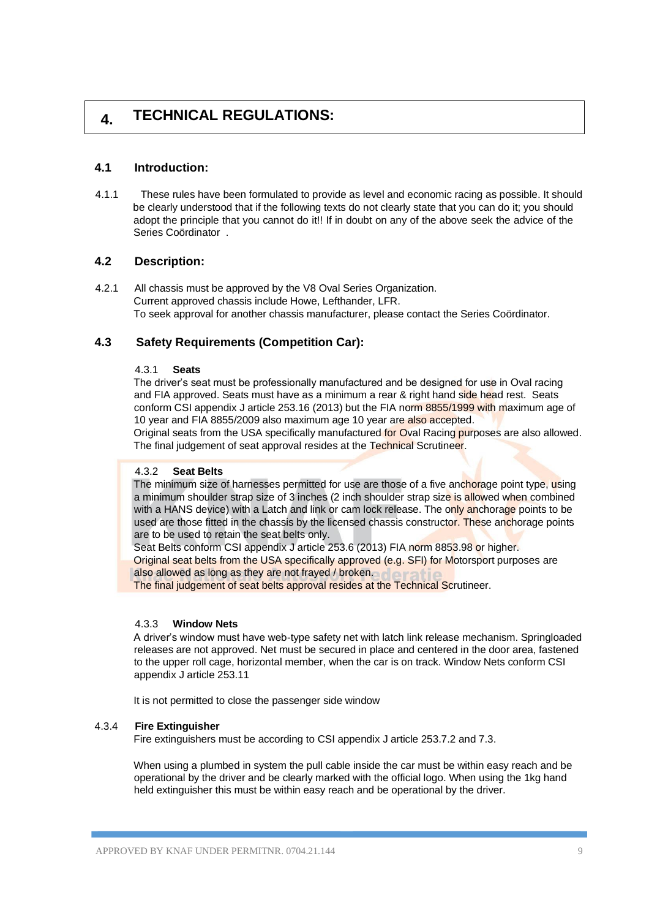# 4. TECHNICAL REGULATIONS:

## 4.1 Introduction:

4.1.1 These rules have been formulated to provide as level and economic racing as possible. It should be clearly understood that if the following texts do not clearly state that you can do it; you should adopt the principle that you cannot do it!! If in doubt on any of the above seek the advice of the Series Coördinator .

## 4.2 Description:

4.2.1 All chassis must be approved by the V8 Oval Series Organization.
Current approved chassis include Howe, Lefthander, LFR.
To seek approval for another chassis manufacturer, please contact the Series Coördinator.

## 4.3 Safety Requirements (Competition Car):

### 4.3.1 Seats

The driver's seat must be professionally manufactured and be designed for use in Oval racing and FIA approved. Seats must have as a minimum a rear & right hand side head rest. Seats conform CSI appendix J article 253.16 (2013) but the FIA norm 8855/1999 with maximum age of 10 year and FIA 8855/2009 also maximum age 10 year are also accepted.
Original seats from the USA specifically manufactured for Oval Racing purposes are also allowed.
The final judgement of seat approval resides at the Technical Scrutineer.

### 4.3.2 Seat Belts

The minimum size of harnesses permitted for use are those of a five anchorage point type, using a minimum shoulder strap size of 3 inches (2 inch shoulder strap size is allowed when combined with a HANS device) with a Latch and link or cam lock release. The only anchorage points to be used are those fitted in the chassis by the licensed chassis constructor. These anchorage points are to be used to retain the seat belts only.
Seat Belts conform CSI appendix J article 253.6 (2013) FIA norm 8853.98 or higher.
Original seat belts from the USA specifically approved (e.g. SFI) for Motorsport purposes are also allowed as long as they are not frayed / broken.
The final judgement of seat belts approval resides at the Technical Scrutineer.

### 4.3.3 Window Nets

A driver's window must have web-type safety net with latch link release mechanism. Springloaded releases are not approved. Net must be secured in place and centered in the door area, fastened to the upper roll cage, horizontal member, when the car is on track. Window Nets conform CSI appendix J article 253.11

It is not permitted to close the passenger side window

### 4.3.4 Fire Extinguisher

Fire extinguishers must be according to CSI appendix J article 253.7.2 and 7.3.

When using a plumbed in system the pull cable inside the car must be within easy reach and be operational by the driver and be clearly marked with the official logo. When using the 1kg hand held extinguisher this must be within easy reach and be operational by the driver.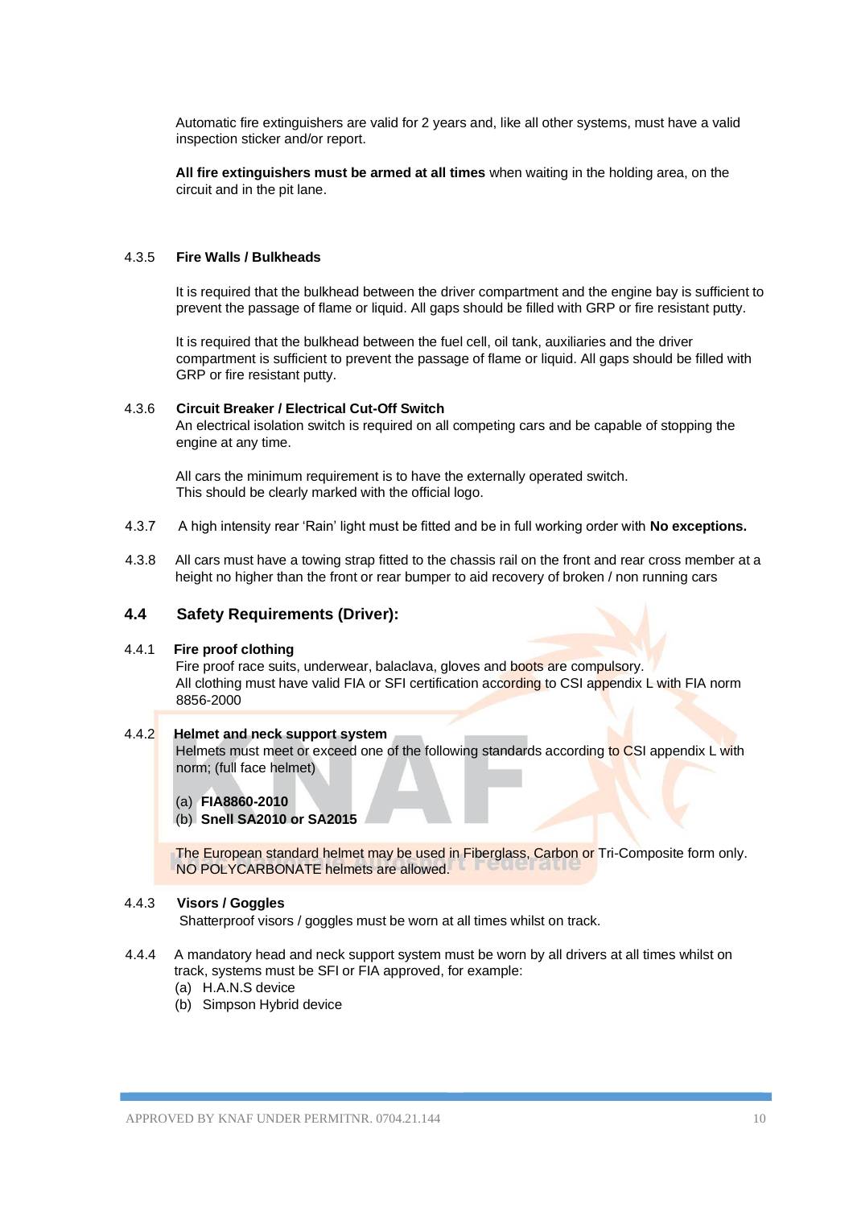Automatic fire extinguishers are valid for 2 years and, like all other systems, must have a valid inspection sticker and/or report.

**All fire extinguishers must be armed at all times** when waiting in the holding area, on the circuit and in the pit lane.

#### 4.3.5 Fire Walls / Bulkheads

It is required that the bulkhead between the driver compartment and the engine bay is sufficient to prevent the passage of flame or liquid. All gaps should be filled with GRP or fire resistant putty.

It is required that the bulkhead between the fuel cell, oil tank, auxiliaries and the driver compartment is sufficient to prevent the passage of flame or liquid. All gaps should be filled with GRP or fire resistant putty.

#### 4.3.6 Circuit Breaker / Electrical Cut-Off Switch

An electrical isolation switch is required on all competing cars and be capable of stopping the engine at any time.

All cars the minimum requirement is to have the externally operated switch.
This should be clearly marked with the official logo.

4.3.7 A high intensity rear 'Rain' light must be fitted and be in full working order with **No exceptions.**

4.3.8 All cars must have a towing strap fitted to the chassis rail on the front and rear cross member at a height no higher than the front or rear bumper to aid recovery of broken / non running cars

### 4.4 Safety Requirements (Driver):

#### 4.4.1 Fire proof clothing

Fire proof race suits, underwear, balaclava, gloves and boots are compulsory.
All clothing must have valid FIA or SFI certification according to CSI appendix L with FIA norm 8856-2000

#### 4.4.2 Helmet and neck support system

Helmets must meet or exceed one of the following standards according to CSI appendix L with norm; (full face helmet)

(a) **FIA8860-2010**
(b) **Snell SA2010 or SA2015**

The European standard helmet may be used in Fiberglass, Carbon or Tri-Composite form only. NO POLYCARBONATE helmets are allowed.

#### 4.4.3 Visors / Goggles

Shatterproof visors / goggles must be worn at all times whilst on track.

4.4.4 A mandatory head and neck support system must be worn by all drivers at all times whilst on track, systems must be SFI or FIA approved, for example:

(a) H.A.N.S device
(b) Simpson Hybrid device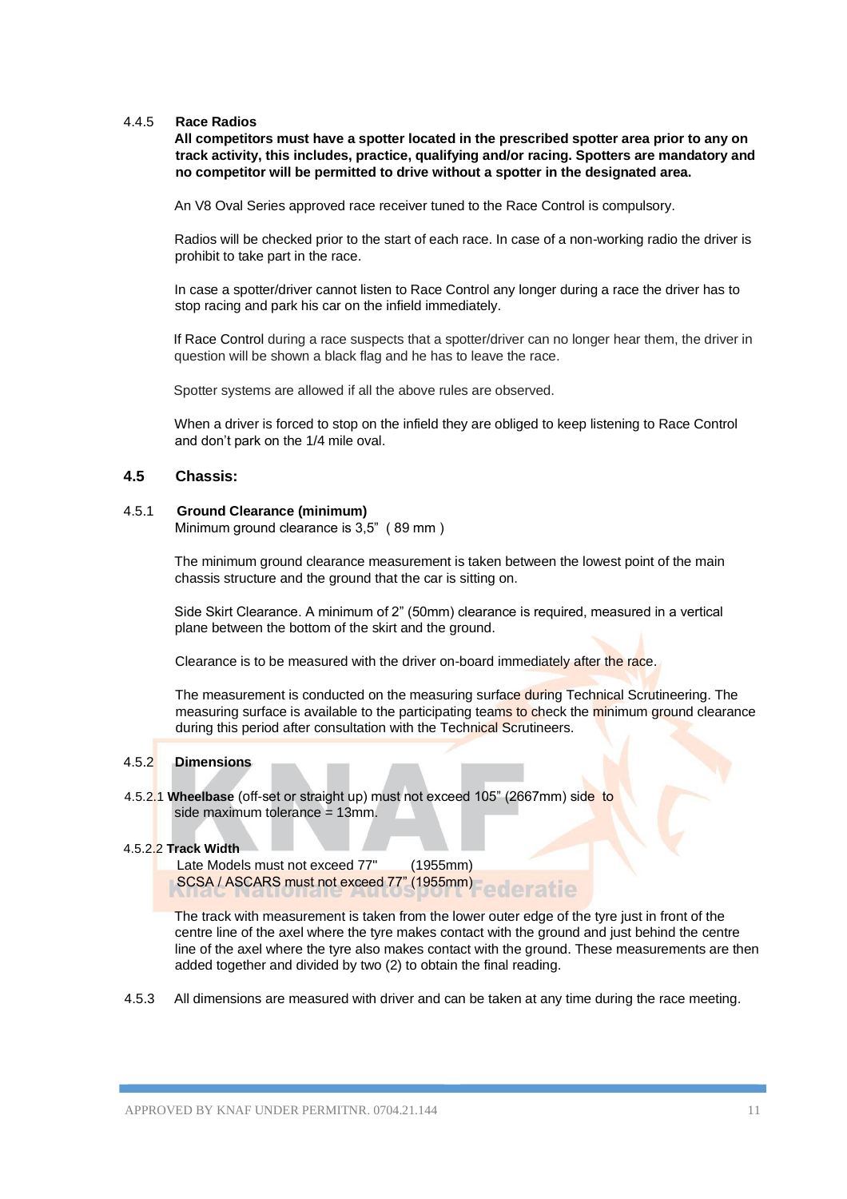4.4.5 **Race Radios**

**All competitors must have a spotter located in the prescribed spotter area prior to any on track activity, this includes, practice, qualifying and/or racing. Spotters are mandatory and no competitor will be permitted to drive without a spotter in the designated area.**

An V8 Oval Series approved race receiver tuned to the Race Control is compulsory.

Radios will be checked prior to the start of each race. In case of a non-working radio the driver is prohibit to take part in the race.

In case a spotter/driver cannot listen to Race Control any longer during a race the driver has to stop racing and park his car on the infield immediately.

If Race Control during a race suspects that a spotter/driver can no longer hear them, the driver in question will be shown a black flag and he has to leave the race.

Spotter systems are allowed if all the above rules are observed.

When a driver is forced to stop on the infield they are obliged to keep listening to Race Control and don't park on the 1/4 mile oval.

## 4.5 Chassis:

4.5.1 **Ground Clearance (minimum)**

Minimum ground clearance is 3,5" ( 89 mm )

The minimum ground clearance measurement is taken between the lowest point of the main chassis structure and the ground that the car is sitting on.

Side Skirt Clearance. A minimum of 2" (50mm) clearance is required, measured in a vertical plane between the bottom of the skirt and the ground.

Clearance is to be measured with the driver on-board immediately after the race.

The measurement is conducted on the measuring surface during Technical Scrutineering. The measuring surface is available to the participating teams to check the minimum ground clearance during this period after consultation with the Technical Scrutineers.

4.5.2 **Dimensions**

4.5.2.1 **Wheelbase** (off-set or straight up) must not exceed 105" (2667mm) side to side maximum tolerance = 13mm.

4.5.2.2 **Track Width**

Late Models must not exceed 77" (1955mm)
SCSA / ASCARS must not exceed 77" (1955mm)

The track with measurement is taken from the lower outer edge of the tyre just in front of the centre line of the axel where the tyre makes contact with the ground and just behind the centre line of the axel where the tyre also makes contact with the ground. These measurements are then added together and divided by two (2) to obtain the final reading.

4.5.3 All dimensions are measured with driver and can be taken at any time during the race meeting.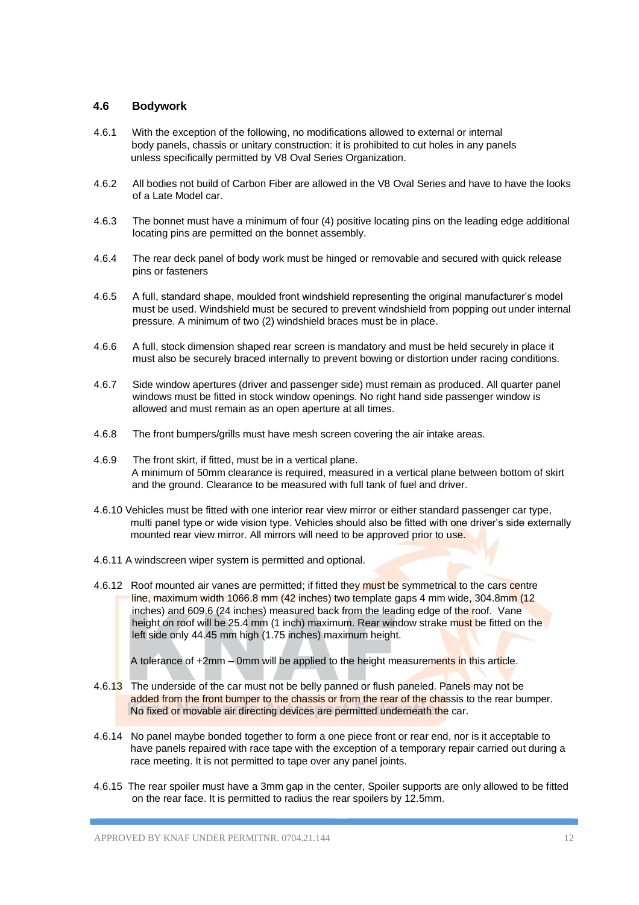## 4.6 Bodywork

4.6.1 With the exception of the following, no modifications allowed to external or internal body panels, chassis or unitary construction: it is prohibited to cut holes in any panels unless specifically permitted by V8 Oval Series Organization.

4.6.2 All bodies not build of Carbon Fiber are allowed in the V8 Oval Series and have to have the looks of a Late Model car.

4.6.3 The bonnet must have a minimum of four (4) positive locating pins on the leading edge additional locating pins are permitted on the bonnet assembly.

4.6.4 The rear deck panel of body work must be hinged or removable and secured with quick release pins or fasteners

4.6.5 A full, standard shape, moulded front windshield representing the original manufacturer's model must be used. Windshield must be secured to prevent windshield from popping out under internal pressure. A minimum of two (2) windshield braces must be in place.

4.6.6 A full, stock dimension shaped rear screen is mandatory and must be held securely in place it must also be securely braced internally to prevent bowing or distortion under racing conditions.

4.6.7 Side window apertures (driver and passenger side) must remain as produced. All quarter panel windows must be fitted in stock window openings. No right hand side passenger window is allowed and must remain as an open aperture at all times.

4.6.8 The front bumpers/grills must have mesh screen covering the air intake areas.

4.6.9 The front skirt, if fitted, must be in a vertical plane.
A minimum of 50mm clearance is required, measured in a vertical plane between bottom of skirt and the ground. Clearance to be measured with full tank of fuel and driver.

4.6.10 Vehicles must be fitted with one interior rear view mirror or either standard passenger car type, multi panel type or wide vision type. Vehicles should also be fitted with one driver's side externally mounted rear view mirror. All mirrors will need to be approved prior to use.

4.6.11 A windscreen wiper system is permitted and optional.

4.6.12 Roof mounted air vanes are permitted; if fitted they must be symmetrical to the cars centre line, maximum width 1066.8 mm (42 inches) two template gaps 4 mm wide, 304.8mm (12 inches) and 609.6 (24 inches) measured back from the leading edge of the roof. Vane height on roof will be 25.4 mm (1 inch) maximum. Rear window strake must be fitted on the left side only 44.45 mm high (1.75 inches) maximum height.

A tolerance of +2mm – 0mm will be applied to the height measurements in this article.

4.6.13 The underside of the car must not be belly panned or flush paneled. Panels may not be added from the front bumper to the chassis or from the rear of the chassis to the rear bumper. No fixed or movable air directing devices are permitted underneath the car.

4.6.14 No panel maybe bonded together to form a one piece front or rear end, nor is it acceptable to have panels repaired with race tape with the exception of a temporary repair carried out during a race meeting. It is not permitted to tape over any panel joints.

4.6.15 The rear spoiler must have a 3mm gap in the center, Spoiler supports are only allowed to be fitted on the rear face. It is permitted to radius the rear spoilers by 12.5mm.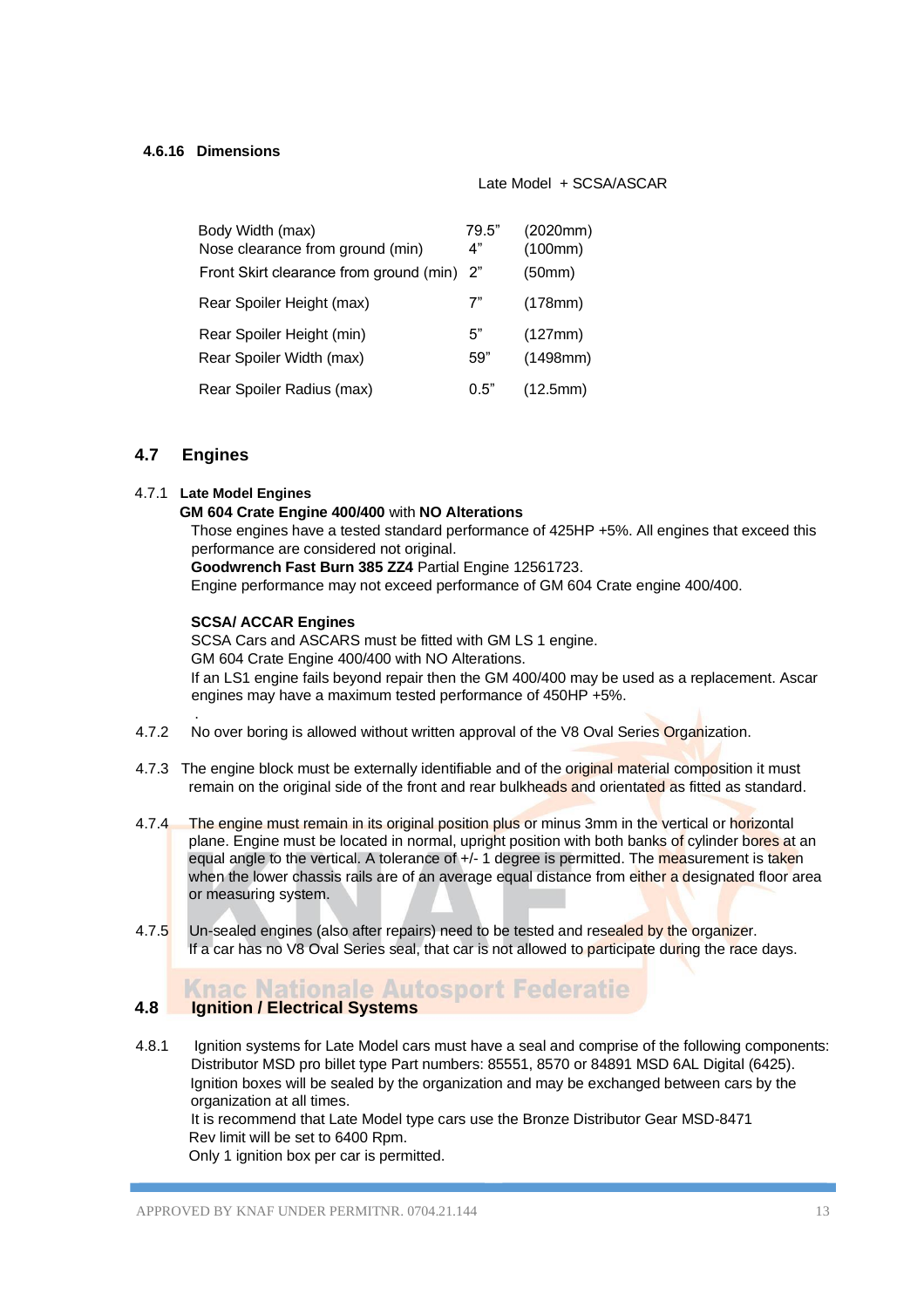#### 4.6.16 Dimensions

| | Late Model + SCSA/ASCAR | |
|---|---|---|
| Body Width (max) | 79.5" | (2020mm) |
| Nose clearance from ground (min) | 4" | (100mm) |
| Front Skirt clearance from ground (min) | 2" | (50mm) |
| Rear Spoiler Height (max) | 7" | (178mm) |
| Rear Spoiler Height (min) | 5" | (127mm) |
| Rear Spoiler Width (max) | 59" | (1498mm) |
| Rear Spoiler Radius (max) | 0.5" | (12.5mm) |

## 4.7 Engines

4.7.1 **Late Model Engines**

**GM 604 Crate Engine 400/400** with **NO Alterations**

Those engines have a tested standard performance of 425HP +5%. All engines that exceed this performance are considered not original.

**Goodwrench Fast Burn 385 ZZ4** Partial Engine 12561723.

Engine performance may not exceed performance of GM 604 Crate engine 400/400.

**SCSA/ ACCAR Engines**

SCSA Cars and ASCARS must be fitted with GM LS 1 engine.

GM 604 Crate Engine 400/400 with NO Alterations.

If an LS1 engine fails beyond repair then the GM 400/400 may be used as a replacement. Ascar engines may have a maximum tested performance of 450HP +5%.

4.7.2 No over boring is allowed without written approval of the V8 Oval Series Organization.

4.7.3 The engine block must be externally identifiable and of the original material composition it must remain on the original side of the front and rear bulkheads and orientated as fitted as standard.

4.7.4 The engine must remain in its original position plus or minus 3mm in the vertical or horizontal plane. Engine must be located in normal, upright position with both banks of cylinder bores at an equal angle to the vertical. A tolerance of +/- 1 degree is permitted. The measurement is taken when the lower chassis rails are of an average equal distance from either a designated floor area or measuring system.

4.7.5 Un-sealed engines (also after repairs) need to be tested and resealed by the organizer. If a car has no V8 Oval Series seal, that car is not allowed to participate during the race days.

## 4.8 Ignition / Electrical Systems

4.8.1 Ignition systems for Late Model cars must have a seal and comprise of the following components: Distributor MSD pro billet type Part numbers: 85551, 8570 or 84891 MSD 6AL Digital (6425). Ignition boxes will be sealed by the organization and may be exchanged between cars by the organization at all times.

It is recommend that Late Model type cars use the Bronze Distributor Gear MSD-8471

Rev limit will be set to 6400 Rpm.

Only 1 ignition box per car is permitted.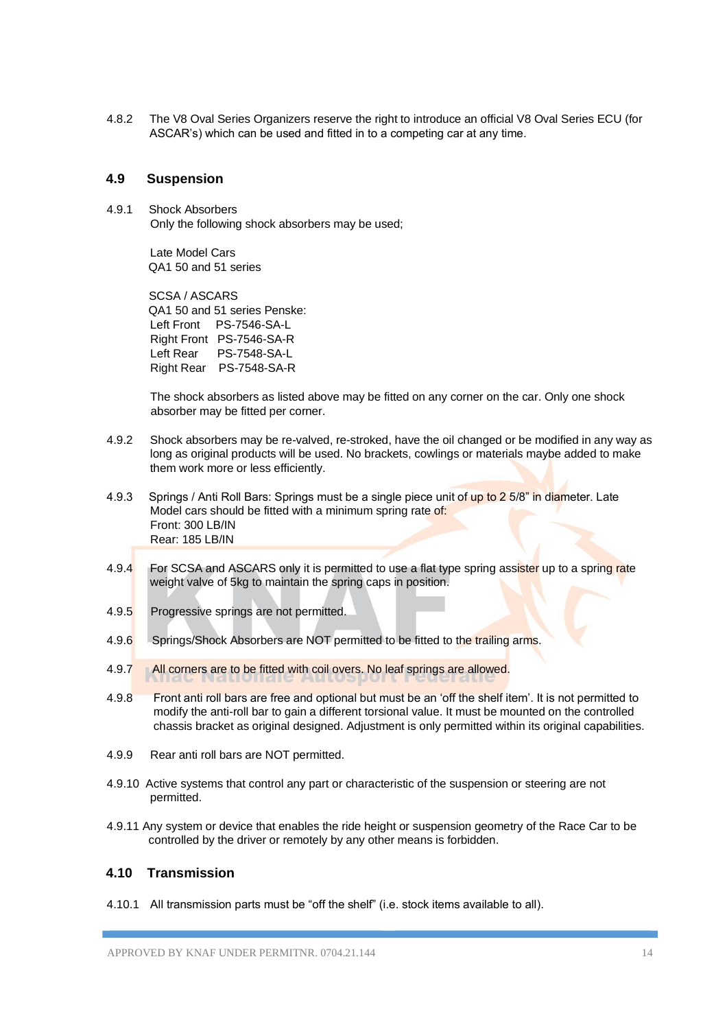4.8.2 The V8 Oval Series Organizers reserve the right to introduce an official V8 Oval Series ECU (for ASCAR's) which can be used and fitted in to a competing car at any time.

## 4.9 Suspension

4.9.1 Shock Absorbers
Only the following shock absorbers may be used;

Late Model Cars
QA1 50 and 51 series

SCSA / ASCARS
QA1 50 and 51 series Penske:
Left Front PS-7546-SA-L
Right Front PS-7546-SA-R
Left Rear PS-7548-SA-L
Right Rear PS-7548-SA-R

The shock absorbers as listed above may be fitted on any corner on the car. Only one shock absorber may be fitted per corner.

4.9.2 Shock absorbers may be re-valved, re-stroked, have the oil changed or be modified in any way as long as original products will be used. No brackets, cowlings or materials maybe added to make them work more or less efficiently.

4.9.3 Springs / Anti Roll Bars: Springs must be a single piece unit of up to 2 5/8" in diameter. Late Model cars should be fitted with a minimum spring rate of:
Front: 300 LB/IN
Rear: 185 LB/IN

4.9.4 For SCSA and ASCARS only it is permitted to use a flat type spring assister up to a spring rate weight valve of 5kg to maintain the spring caps in position.

4.9.5 Progressive springs are not permitted.

4.9.6 Springs/Shock Absorbers are NOT permitted to be fitted to the trailing arms.

4.9.7 All corners are to be fitted with coil overs. No leaf springs are allowed.

4.9.8 Front anti roll bars are free and optional but must be an 'off the shelf item'. It is not permitted to modify the anti-roll bar to gain a different torsional value. It must be mounted on the controlled chassis bracket as original designed. Adjustment is only permitted within its original capabilities.

4.9.9 Rear anti roll bars are NOT permitted.

4.9.10 Active systems that control any part or characteristic of the suspension or steering are not permitted.

4.9.11 Any system or device that enables the ride height or suspension geometry of the Race Car to be controlled by the driver or remotely by any other means is forbidden.

## 4.10 Transmission

4.10.1 All transmission parts must be "off the shelf" (i.e. stock items available to all).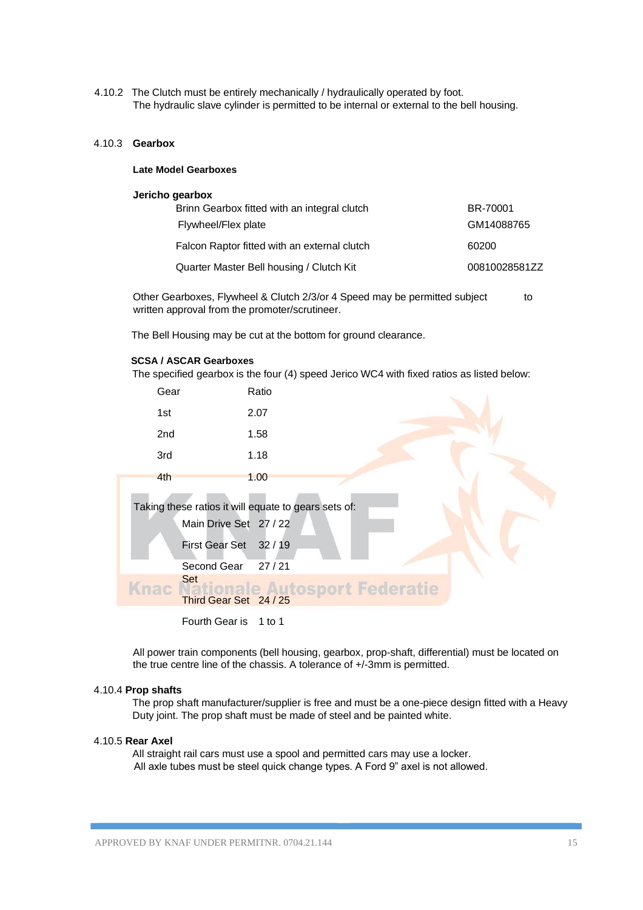4.10.2 The Clutch must be entirely mechanically / hydraulically operated by foot.
The hydraulic slave cylinder is permitted to be internal or external to the bell housing.

### 4.10.3 Gearbox

**Late Model Gearboxes**

**Jericho gearbox**

| | |
|---|---|
| Brinn Gearbox fitted with an integral clutch | BR-70001 |
| Flywheel/Flex plate | GM14088765 |
| Falcon Raptor fitted with an external clutch | 60200 |
| Quarter Master Bell housing / Clutch Kit | 00810028581ZZ |

Other Gearboxes, Flywheel & Clutch 2/3/or 4 Speed may be permitted subject to written approval from the promoter/scrutineer.

The Bell Housing may be cut at the bottom for ground clearance.

**SCSA / ASCAR Gearboxes**

The specified gearbox is the four (4) speed Jerico WC4 with fixed ratios as listed below:

| Gear | Ratio |
|---|---|
| 1st | 2.07 |
| 2nd | 1.58 |
| 3rd | 1.18 |
| 4th | 1.00 |

Taking these ratios it will equate to gears sets of:

| | |
|---|---|
| Main Drive Set | 27 / 22 |
| First Gear Set | 32 / 19 |
| Second Gear Set | 27 / 21 |
| Third Gear Set | 24 / 25 |
| Fourth Gear is | 1 to 1 |

All power train components (bell housing, gearbox, prop-shaft, differential) must be located on the true centre line of the chassis. A tolerance of +/-3mm is permitted.

### 4.10.4 Prop shafts

The prop shaft manufacturer/supplier is free and must be a one-piece design fitted with a Heavy Duty joint. The prop shaft must be made of steel and be painted white.

### 4.10.5 Rear Axel

All straight rail cars must use a spool and permitted cars may use a locker.
All axle tubes must be steel quick change types. A Ford 9" axel is not allowed.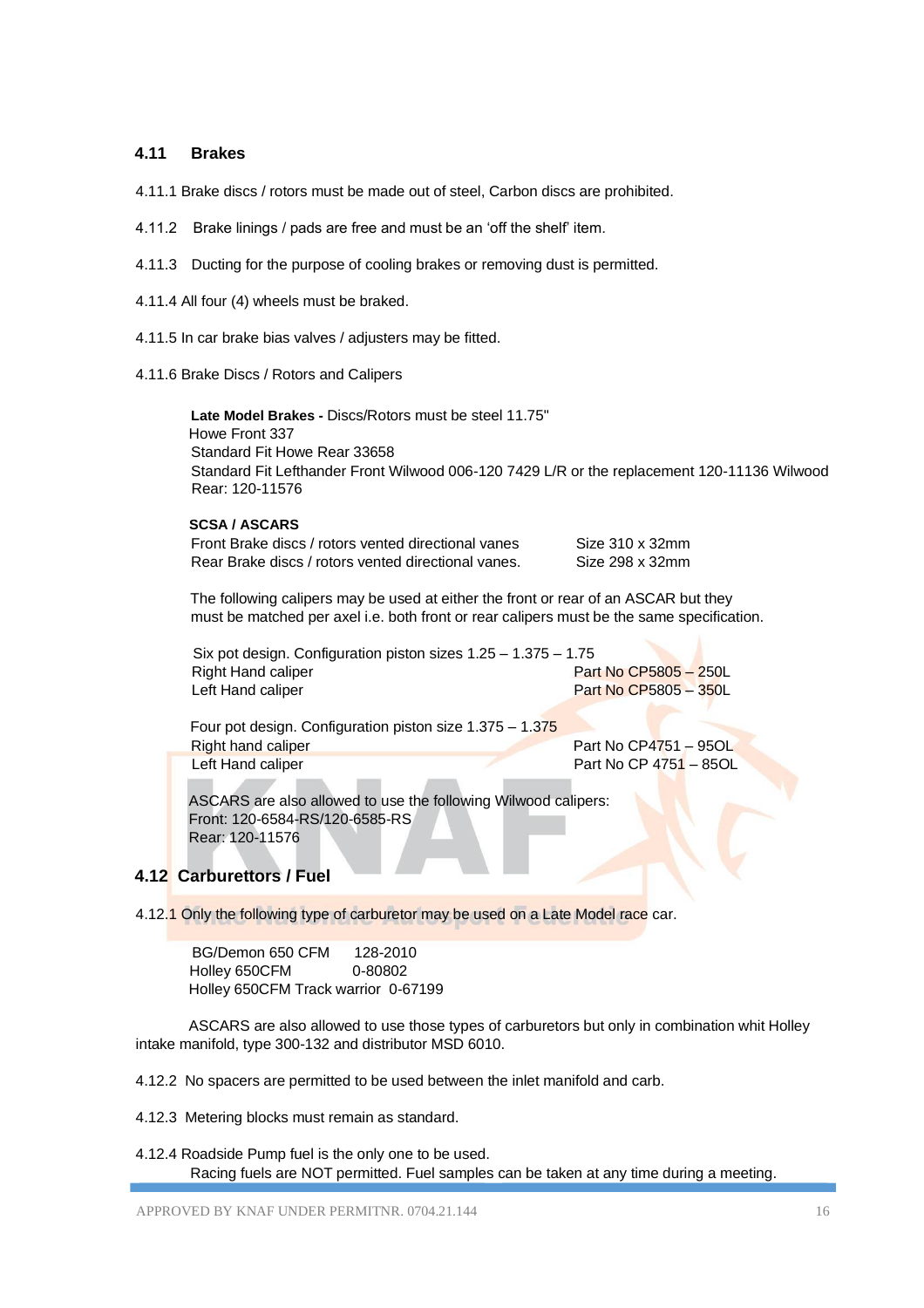## 4.11 Brakes

4.11.1 Brake discs / rotors must be made out of steel, Carbon discs are prohibited.

4.11.2 Brake linings / pads are free and must be an 'off the shelf' item.

4.11.3 Ducting for the purpose of cooling brakes or removing dust is permitted.

4.11.4 All four (4) wheels must be braked.

4.11.5 In car brake bias valves / adjusters may be fitted.

4.11.6 Brake Discs / Rotors and Calipers

**Late Model Brakes -** Discs/Rotors must be steel 11.75"
Howe Front 337
Standard Fit Howe Rear 33658
Standard Fit Lefthander Front Wilwood 006-120 7429 L/R or the replacement 120-11136 Wilwood Rear: 120-11576

**SCSA / ASCARS**

| | |
|---|---|
| Front Brake discs / rotors vented directional vanes | Size 310 x 32mm |
| Rear Brake discs / rotors vented directional vanes. | Size 298 x 32mm |

The following calipers may be used at either the front or rear of an ASCAR but they must be matched per axel i.e. both front or rear calipers must be the same specification.

Six pot design. Configuration piston sizes 1.25 – 1.375 – 1.75

| | |
|---|---|
| Right Hand caliper | Part No CP5805 – 250L |
| Left Hand caliper | Part No CP5805 – 350L |

Four pot design. Configuration piston size 1.375 – 1.375

| | |
|---|---|
| Right hand caliper | Part No CP4751 – 95OL |
| Left Hand caliper | Part No CP 4751 – 85OL |

ASCARS are also allowed to use the following Wilwood calipers:
Front: 120-6584-RS/120-6585-RS
Rear: 120-11576

## 4.12 Carburettors / Fuel

4.12.1 Only the following type of carburetor may be used on a Late Model race car.

| | |
|---|---|
| BG/Demon 650 CFM | 128-2010 |
| Holley 650CFM | 0-80802 |
| Holley 650CFM Track warrior | 0-67199 |

ASCARS are also allowed to use those types of carburetors but only in combination whit Holley intake manifold, type 300-132 and distributor MSD 6010.

4.12.2 No spacers are permitted to be used between the inlet manifold and carb.

4.12.3 Metering blocks must remain as standard.

4.12.4 Roadside Pump fuel is the only one to be used.
Racing fuels are NOT permitted. Fuel samples can be taken at any time during a meeting.

APPROVED BY KNAF UNDER PERMITNR. 0704.21.144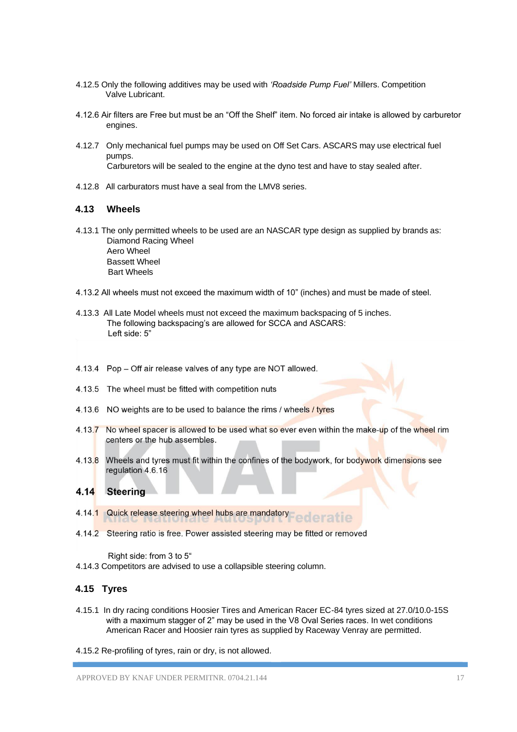4.12.5 Only the following additives may be used with *'Roadside Pump Fuel'* Millers. Competition Valve Lubricant.

4.12.6 Air filters are Free but must be an "Off the Shelf" item. No forced air intake is allowed by carburetor engines.

4.12.7 Only mechanical fuel pumps may be used on Off Set Cars. ASCARS may use electrical fuel pumps.
Carburetors will be sealed to the engine at the dyno test and have to stay sealed after.

4.12.8 All carburators must have a seal from the LMV8 series.

## 4.13 Wheels

4.13.1 The only permitted wheels to be used are an NASCAR type design as supplied by brands as:
Diamond Racing Wheel
Aero Wheel
Bassett Wheel
Bart Wheels

4.13.2 All wheels must not exceed the maximum width of 10" (inches) and must be made of steel.

4.13.3 All Late Model wheels must not exceed the maximum backspacing of 5 inches.
The following backspacing's are allowed for SCCA and ASCARS:
Left side: 5"

4.13.4 Pop – Off air release valves of any type are NOT allowed.

4.13.5 The wheel must be fitted with competition nuts

4.13.6 NO weights are to be used to balance the rims / wheels / tyres

4.13.7 No wheel spacer is allowed to be used what so ever even within the make-up of the wheel rim centers or the hub assembles.

4.13.8 Wheels and tyres must fit within the confines of the bodywork, for bodywork dimensions see regulation 4.6.16

## 4.14 Steering

4.14.1 Quick release steering wheel hubs are mandatory

4.14.2 Steering ratio is free. Power assisted steering may be fitted or removed

Right side: from 3 to 5"

4.14.3 Competitors are advised to use a collapsible steering column.

## 4.15 Tyres

4.15.1 In dry racing conditions Hoosier Tires and American Racer EC-84 tyres sized at 27.0/10.0-15S with a maximum stagger of 2" may be used in the V8 Oval Series races. In wet conditions American Racer and Hoosier rain tyres as supplied by Raceway Venray are permitted.

4.15.2 Re-profiling of tyres, rain or dry, is not allowed.

APPROVED BY KNAF UNDER PERMITNR. 0704.21.144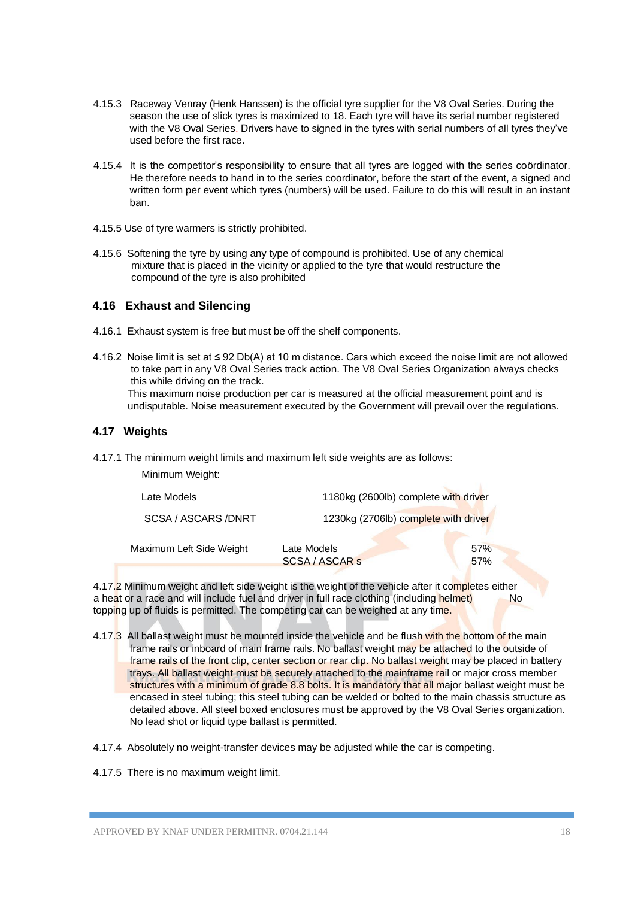4.15.3 Raceway Venray (Henk Hanssen) is the official tyre supplier for the V8 Oval Series. During the season the use of slick tyres is maximized to 18. Each tyre will have its serial number registered with the V8 Oval Series. Drivers have to signed in the tyres with serial numbers of all tyres they've used before the first race.

4.15.4 It is the competitor's responsibility to ensure that all tyres are logged with the series coördinator. He therefore needs to hand in to the series coordinator, before the start of the event, a signed and written form per event which tyres (numbers) will be used. Failure to do this will result in an instant ban.

4.15.5 Use of tyre warmers is strictly prohibited.

4.15.6 Softening the tyre by using any type of compound is prohibited. Use of any chemical mixture that is placed in the vicinity or applied to the tyre that would restructure the compound of the tyre is also prohibited

## 4.16 Exhaust and Silencing

4.16.1 Exhaust system is free but must be off the shelf components.

4.16.2 Noise limit is set at ≤ 92 Db(A) at 10 m distance. Cars which exceed the noise limit are not allowed to take part in any V8 Oval Series track action. The V8 Oval Series Organization always checks this while driving on the track.
This maximum noise production per car is measured at the official measurement point and is undisputable. Noise measurement executed by the Government will prevail over the regulations.

## 4.17 Weights

4.17.1 The minimum weight limits and maximum left side weights are as follows:

Minimum Weight:

| | |
|---|---|
| Late Models | 1180kg (2600lb) complete with driver |
| SCSA / ASCARS /DNRT | 1230kg (2706lb) complete with driver |

| | | |
|---|---|---|
| Maximum Left Side Weight | Late Models | 57% |
| | SCSA / ASCAR s | 57% |

4.17.2 Minimum weight and left side weight is the weight of the vehicle after it completes either a heat or a race and will include fuel and driver in full race clothing (including helmet) No topping up of fluids is permitted. The competing car can be weighed at any time.

4.17.3 All ballast weight must be mounted inside the vehicle and be flush with the bottom of the main frame rails or inboard of main frame rails. No ballast weight may be attached to the outside of frame rails of the front clip, center section or rear clip. No ballast weight may be placed in battery trays. All ballast weight must be securely attached to the mainframe rail or major cross member structures with a minimum of grade 8.8 bolts. It is mandatory that all major ballast weight must be encased in steel tubing; this steel tubing can be welded or bolted to the main chassis structure as detailed above. All steel boxed enclosures must be approved by the V8 Oval Series organization. No lead shot or liquid type ballast is permitted.

4.17.4 Absolutely no weight-transfer devices may be adjusted while the car is competing.

4.17.5 There is no maximum weight limit.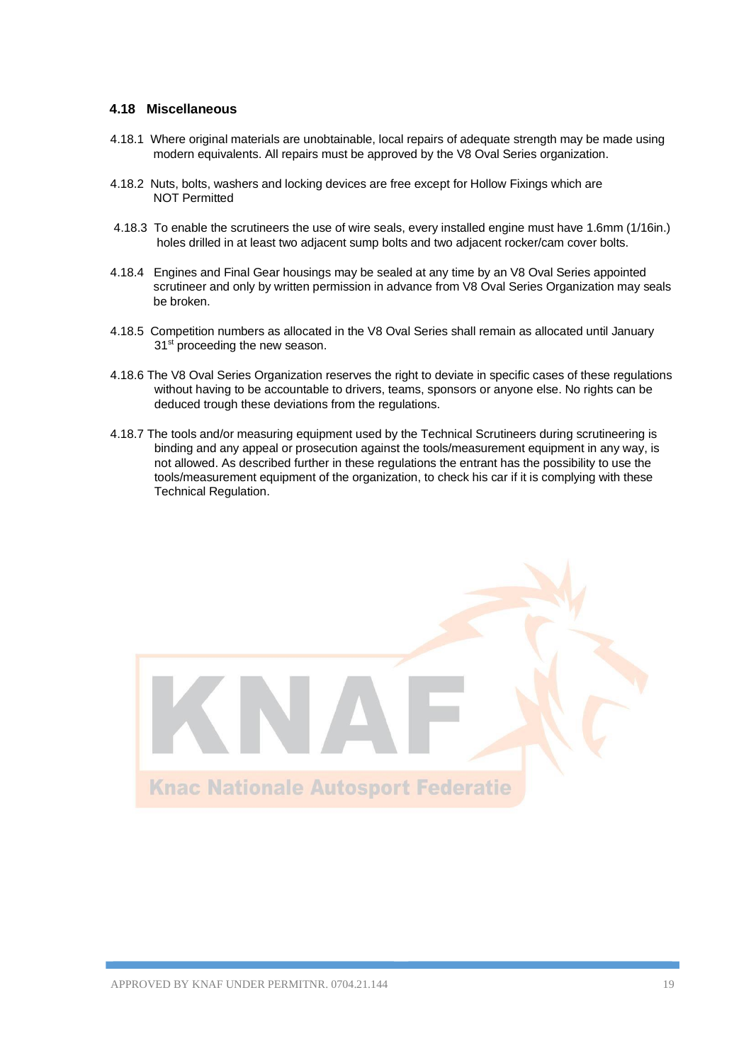### 4.18 Miscellaneous

4.18.1 Where original materials are unobtainable, local repairs of adequate strength may be made using modern equivalents. All repairs must be approved by the V8 Oval Series organization.

4.18.2 Nuts, bolts, washers and locking devices are free except for Hollow Fixings which are NOT Permitted

4.18.3 To enable the scrutineers the use of wire seals, every installed engine must have 1.6mm (1/16in.) holes drilled in at least two adjacent sump bolts and two adjacent rocker/cam cover bolts.

4.18.4 Engines and Final Gear housings may be sealed at any time by an V8 Oval Series appointed scrutineer and only by written permission in advance from V8 Oval Series Organization may seals be broken.

4.18.5 Competition numbers as allocated in the V8 Oval Series shall remain as allocated until January 31st proceeding the new season.

4.18.6 The V8 Oval Series Organization reserves the right to deviate in specific cases of these regulations without having to be accountable to drivers, teams, sponsors or anyone else. No rights can be deduced trough these deviations from the regulations.

4.18.7 The tools and/or measuring equipment used by the Technical Scrutineers during scrutineering is binding and any appeal or prosecution against the tools/measurement equipment in any way, is not allowed. As described further in these regulations the entrant has the possibility to use the tools/measurement equipment of the organization, to check his car if it is complying with these Technical Regulation.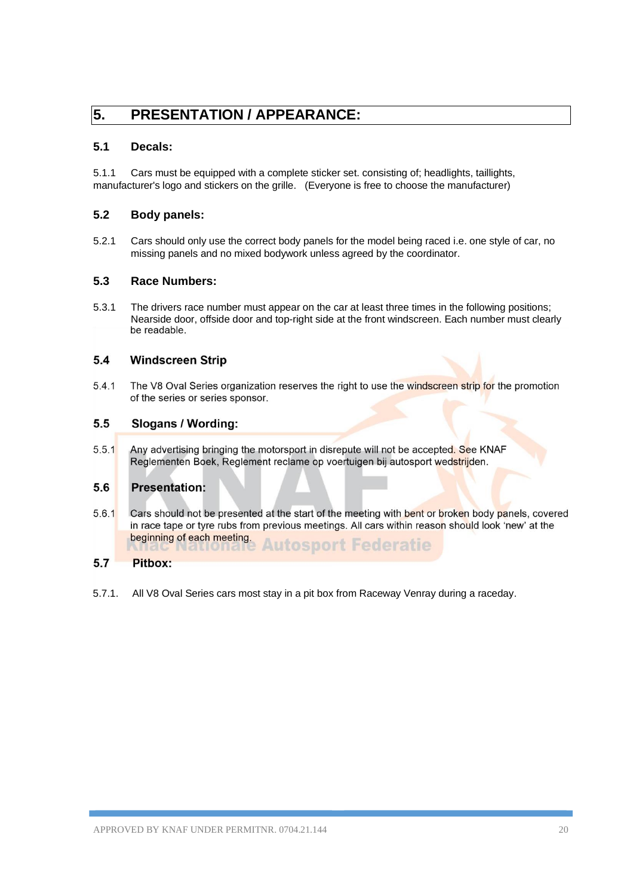# 5. PRESENTATION / APPEARANCE:

## 5.1 Decals:

5.1.1 Cars must be equipped with a complete sticker set. consisting of; headlights, taillights, manufacturer's logo and stickers on the grille. (Everyone is free to choose the manufacturer)

## 5.2 Body panels:

5.2.1 Cars should only use the correct body panels for the model being raced i.e. one style of car, no missing panels and no mixed bodywork unless agreed by the coordinator.

## 5.3 Race Numbers:

5.3.1 The drivers race number must appear on the car at least three times in the following positions; Nearside door, offside door and top-right side at the front windscreen. Each number must clearly be readable.

## 5.4 Windscreen Strip

5.4.1 The V8 Oval Series organization reserves the right to use the windscreen strip for the promotion of the series or series sponsor.

## 5.5 Slogans / Wording:

5.5.1 Any advertising bringing the motorsport in disrepute will not be accepted. See KNAF Reglementen Boek, Reglement reclame op voertuigen bij autosport wedstrijden.

## 5.6 Presentation:

5.6.1 Cars should not be presented at the start of the meeting with bent or broken body panels, covered in race tape or tyre rubs from previous meetings. All cars within reason should look 'new' at the beginning of each meeting.

## 5.7 Pitbox:

5.7.1. All V8 Oval Series cars most stay in a pit box from Raceway Venray during a raceday.